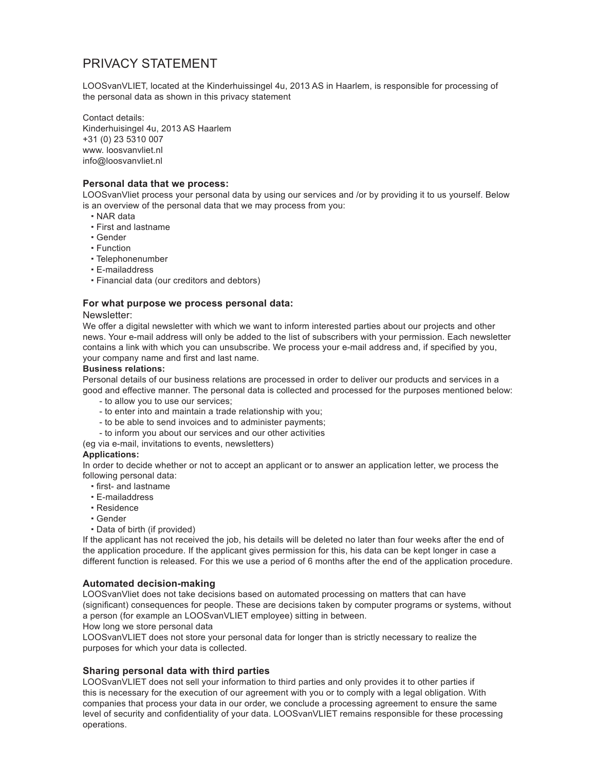# PRIVACY STATEMENT

LOOSvanVLIET, located at the Kinderhuissingel 4u, 2013 AS in Haarlem, is responsible for processing of the personal data as shown in this privacy statement

Contact details:
Kinderhuisingel 4u, 2013 AS Haarlem
+31 (0) 23 5310 007
www. loosvanvliet.nl
info@loosvanvliet.nl

### Personal data that we process:

LOOSvanVliet process your personal data by using our services and /or by providing it to us yourself. Below is an overview of the personal data that we may process from you:

- NAR data
- First and lastname
- Gender
- Function
- Telephonenumber
- E-mailaddress
- Financial data (our creditors and debtors)

### For what purpose we process personal data:

Newsletter:

We offer a digital newsletter with which we want to inform interested parties about our projects and other news. Your e-mail address will only be added to the list of subscribers with your permission. Each newsletter contains a link with which you can unsubscribe. We process your e-mail address and, if specified by you, your company name and first and last name.

**Business relations:**

Personal details of our business relations are processed in order to deliver our products and services in a good and effective manner. The personal data is collected and processed for the purposes mentioned below:

- to allow you to use our services;
- to enter into and maintain a trade relationship with you;
- to be able to send invoices and to administer payments;
- to inform you about our services and our other activities

(eg via e-mail, invitations to events, newsletters)

**Applications:**

In order to decide whether or not to accept an applicant or to answer an application letter, we process the following personal data:

- first- and lastname
- E-mailaddress
- Residence
- Gender
- Data of birth (if provided)

If the applicant has not received the job, his details will be deleted no later than four weeks after the end of the application procedure. If the applicant gives permission for this, his data can be kept longer in case a different function is released. For this we use a period of 6 months after the end of the application procedure.

### Automated decision-making

LOOSvanVliet does not take decisions based on automated processing on matters that can have (significant) consequences for people. These are decisions taken by computer programs or systems, without a person (for example an LOOSvanVLIET employee) sitting in between.

How long we store personal data

LOOSvanVLIET does not store your personal data for longer than is strictly necessary to realize the purposes for which your data is collected.

### Sharing personal data with third parties

LOOSvanVLIET does not sell your information to third parties and only provides it to other parties if this is necessary for the execution of our agreement with you or to comply with a legal obligation. With companies that process your data in our order, we conclude a processing agreement to ensure the same level of security and confidentiality of your data. LOOSvanVLIET remains responsible for these processing operations.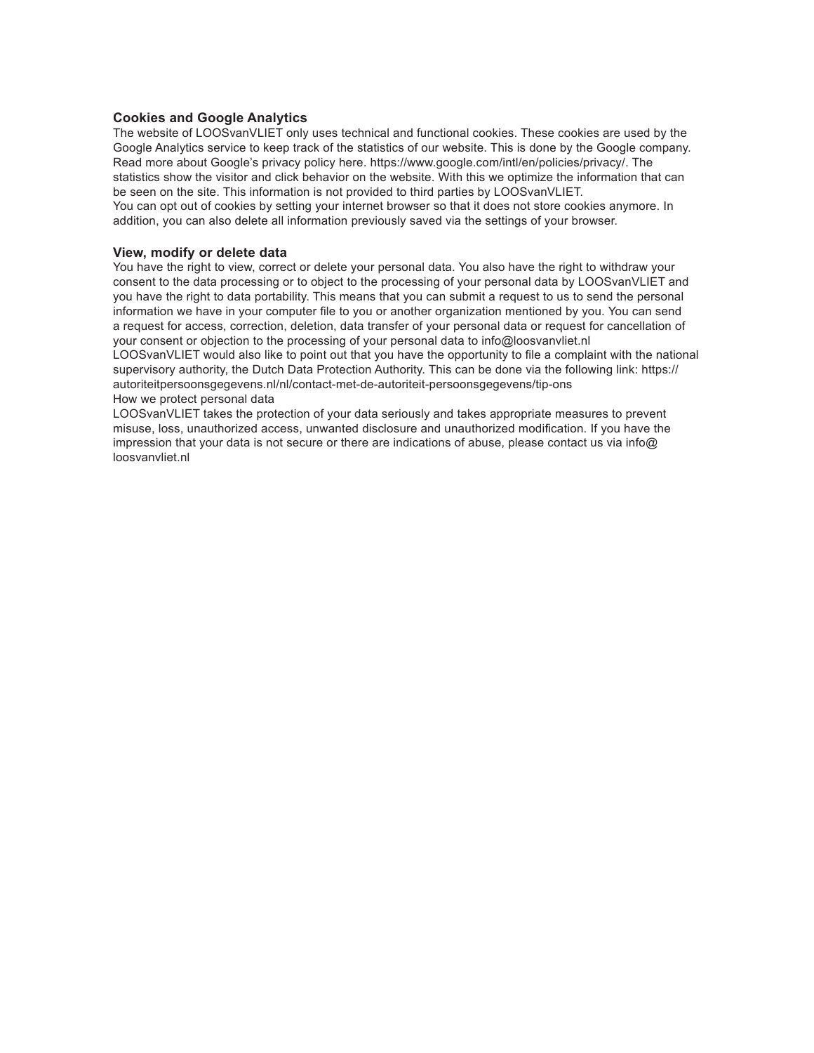**Cookies and Google Analytics**

The website of LOOSvanVLIET only uses technical and functional cookies. These cookies are used by the Google Analytics service to keep track of the statistics of our website. This is done by the Google company. Read more about Google's privacy policy here. https://www.google.com/intl/en/policies/privacy/. The statistics show the visitor and click behavior on the website. With this we optimize the information that can be seen on the site. This information is not provided to third parties by LOOSvanVLIET.
You can opt out of cookies by setting your internet browser so that it does not store cookies anymore. In addition, you can also delete all information previously saved via the settings of your browser.

**View, modify or delete data**

You have the right to view, correct or delete your personal data. You also have the right to withdraw your consent to the data processing or to object to the processing of your personal data by LOOSvanVLIET and you have the right to data portability. This means that you can submit a request to us to send the personal information we have in your computer file to you or another organization mentioned by you. You can send a request for access, correction, deletion, data transfer of your personal data or request for cancellation of your consent or objection to the processing of your personal data to info@loosvanvliet.nl
LOOSvanVLIET would also like to point out that you have the opportunity to file a complaint with the national supervisory authority, the Dutch Data Protection Authority. This can be done via the following link: https://autoriteitpersoonsgegevens.nl/nl/contact-met-de-autoriteit-persoonsgegevens/tip-ons
How we protect personal data
LOOSvanVLIET takes the protection of your data seriously and takes appropriate measures to prevent misuse, loss, unauthorized access, unwanted disclosure and unauthorized modification. If you have the impression that your data is not secure or there are indications of abuse, please contact us via info@loosvanvliet.nl